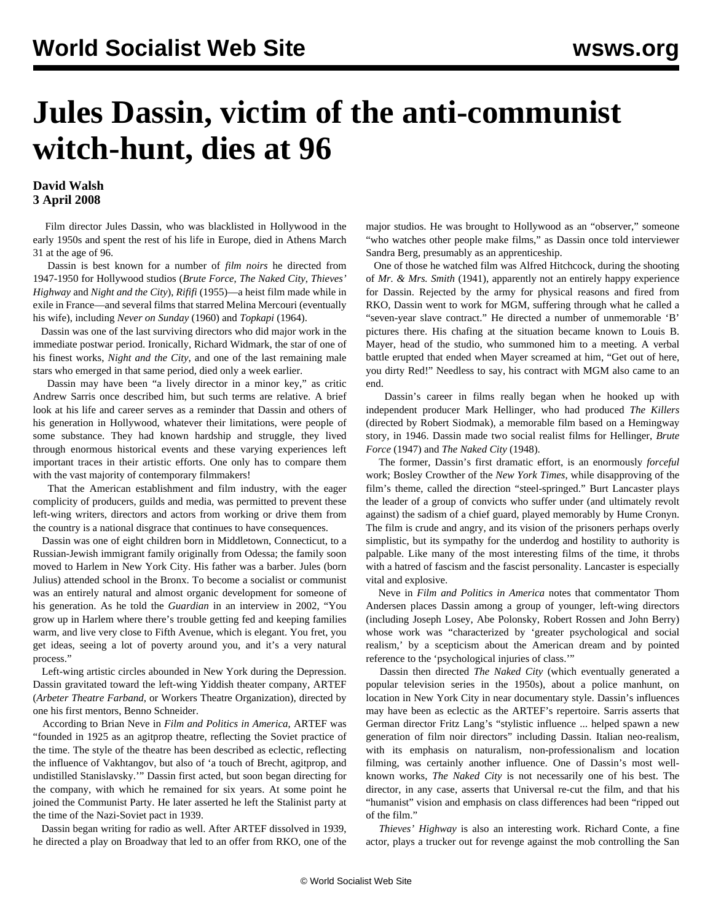# Jules Dassin, victim of the anti-communist witch-hunt, dies at 96

**David Walsh**
**3 April 2008**

Film director Jules Dassin, who was blacklisted in Hollywood in the early 1950s and spent the rest of his life in Europe, died in Athens March 31 at the age of 96.

Dassin is best known for a number of *film noirs* he directed from 1947-1950 for Hollywood studios (*Brute Force, The Naked City, Thieves' Highway* and *Night and the City*), *Rififi* (1955)—a heist film made while in exile in France—and several films that starred Melina Mercouri (eventually his wife), including *Never on Sunday* (1960) and *Topkapi* (1964).

Dassin was one of the last surviving directors who did major work in the immediate postwar period. Ironically, Richard Widmark, the star of one of his finest works, *Night and the City*, and one of the last remaining male stars who emerged in that same period, died only a week earlier.

Dassin may have been "a lively director in a minor key," as critic Andrew Sarris once described him, but such terms are relative. A brief look at his life and career serves as a reminder that Dassin and others of his generation in Hollywood, whatever their limitations, were people of some substance. They had known hardship and struggle, they lived through enormous historical events and these varying experiences left important traces in their artistic efforts. One only has to compare them with the vast majority of contemporary filmmakers!

That the American establishment and film industry, with the eager complicity of producers, guilds and media, was permitted to prevent these left-wing writers, directors and actors from working or drive them from the country is a national disgrace that continues to have consequences.

Dassin was one of eight children born in Middletown, Connecticut, to a Russian-Jewish immigrant family originally from Odessa; the family soon moved to Harlem in New York City. His father was a barber. Jules (born Julius) attended school in the Bronx. To become a socialist or communist was an entirely natural and almost organic development for someone of his generation. As he told the *Guardian* in an interview in 2002, "You grow up in Harlem where there's trouble getting fed and keeping families warm, and live very close to Fifth Avenue, which is elegant. You fret, you get ideas, seeing a lot of poverty around you, and it's a very natural process."

Left-wing artistic circles abounded in New York during the Depression. Dassin gravitated toward the left-wing Yiddish theater company, ARTEF (*Arbeter Theatre Farband*, or Workers Theatre Organization), directed by one his first mentors, Benno Schneider.

According to Brian Neve in *Film and Politics in America*, ARTEF was "founded in 1925 as an agitprop theatre, reflecting the Soviet practice of the time. The style of the theatre has been described as eclectic, reflecting the influence of Vakhtangov, but also of 'a touch of Brecht, agitprop, and undistilled Stanislavsky.'" Dassin first acted, but soon began directing for the company, with which he remained for six years. At some point he joined the Communist Party. He later asserted he left the Stalinist party at the time of the Nazi-Soviet pact in 1939.

Dassin began writing for radio as well. After ARTEF dissolved in 1939, he directed a play on Broadway that led to an offer from RKO, one of the major studios. He was brought to Hollywood as an "observer," someone "who watches other people make films," as Dassin once told interviewer Sandra Berg, presumably as an apprenticeship.

One of those he watched film was Alfred Hitchcock, during the shooting of *Mr. & Mrs. Smith* (1941), apparently not an entirely happy experience for Dassin. Rejected by the army for physical reasons and fired from RKO, Dassin went to work for MGM, suffering through what he called a "seven-year slave contract." He directed a number of unmemorable 'B' pictures there. His chafing at the situation became known to Louis B. Mayer, head of the studio, who summoned him to a meeting. A verbal battle erupted that ended when Mayer screamed at him, "Get out of here, you dirty Red!" Needless to say, his contract with MGM also came to an end.

Dassin's career in films really began when he hooked up with independent producer Mark Hellinger, who had produced *The Killers* (directed by Robert Siodmak), a memorable film based on a Hemingway story, in 1946. Dassin made two social realist films for Hellinger, *Brute Force* (1947) and *The Naked City* (1948).

The former, Dassin's first dramatic effort, is an enormously *forceful* work; Bosley Crowther of the *New York Times*, while disapproving of the film's theme, called the direction "steel-springed." Burt Lancaster plays the leader of a group of convicts who suffer under (and ultimately revolt against) the sadism of a chief guard, played memorably by Hume Cronyn. The film is crude and angry, and its vision of the prisoners perhaps overly simplistic, but its sympathy for the underdog and hostility to authority is palpable. Like many of the most interesting films of the time, it throbs with a hatred of fascism and the fascist personality. Lancaster is especially vital and explosive.

Neve in *Film and Politics in America* notes that commentator Thom Andersen places Dassin among a group of younger, left-wing directors (including Joseph Losey, Abe Polonsky, Robert Rossen and John Berry) whose work was "characterized by 'greater psychological and social realism,' by a scepticism about the American dream and by pointed reference to the 'psychological injuries of class.'"

Dassin then directed *The Naked City* (which eventually generated a popular television series in the 1950s), about a police manhunt, on location in New York City in near documentary style. Dassin's influences may have been as eclectic as the ARTEF's repertoire. Sarris asserts that German director Fritz Lang's "stylistic influence ... helped spawn a new generation of film noir directors" including Dassin. Italian neo-realism, with its emphasis on naturalism, non-professionalism and location filming, was certainly another influence. One of Dassin's most well-known works, *The Naked City* is not necessarily one of his best. The director, in any case, asserts that Universal re-cut the film, and that his "humanist" vision and emphasis on class differences had been "ripped out of the film."

*Thieves' Highway* is also an interesting work. Richard Conte, a fine actor, plays a trucker out for revenge against the mob controlling the San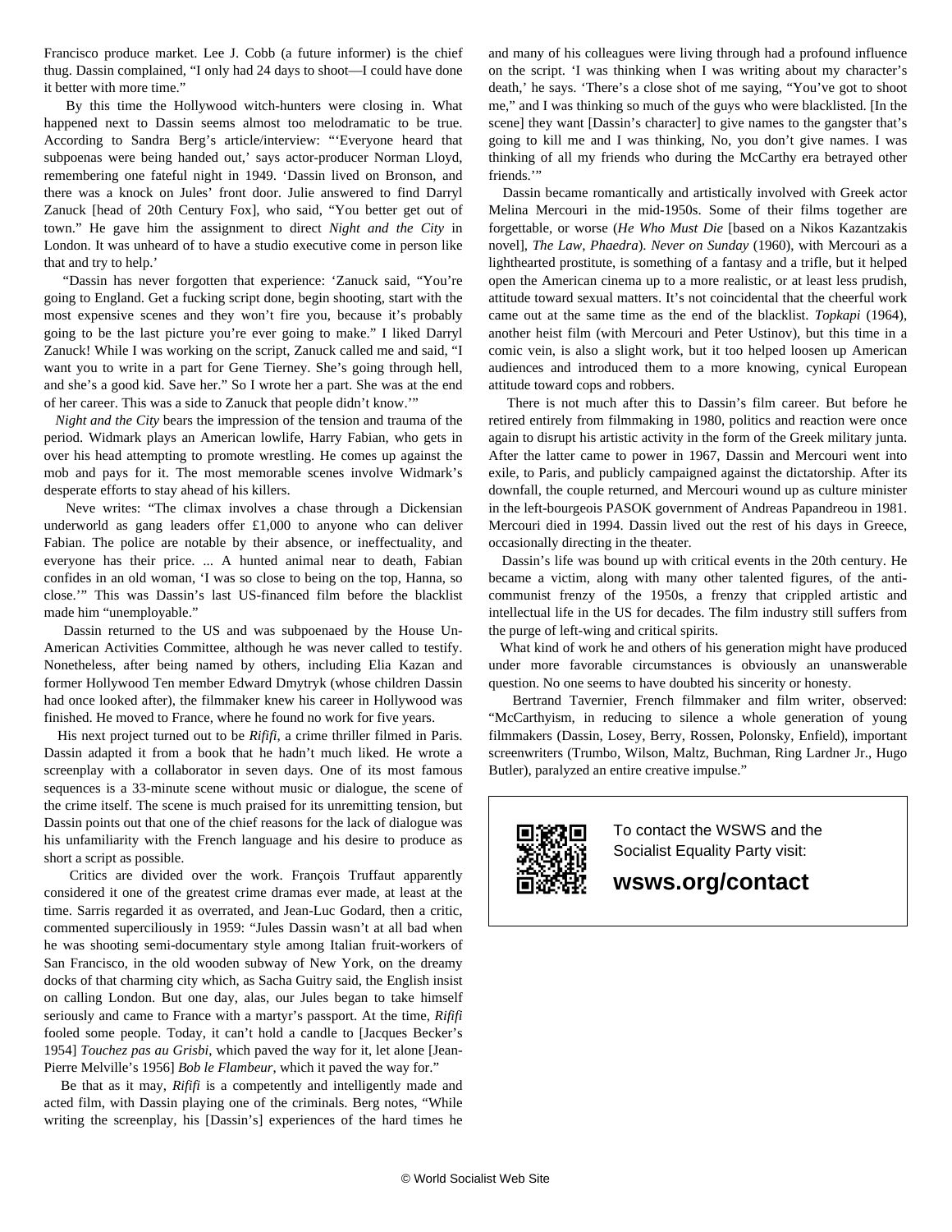Francisco produce market. Lee J. Cobb (a future informer) is the chief thug. Dassin complained, “I only had 24 days to shoot—I could have done it better with more time.”

By this time the Hollywood witch-hunters were closing in. What happened next to Dassin seems almost too melodramatic to be true. According to Sandra Berg’s article/interview: “‘Everyone heard that subpoenas were being handed out,’ says actor-producer Norman Lloyd, remembering one fateful night in 1949. ‘Dassin lived on Bronson, and there was a knock on Jules’ front door. Julie answered to find Darryl Zanuck [head of 20th Century Fox], who said, “You better get out of town.” He gave him the assignment to direct *Night and the City* in London. It was unheard of to have a studio executive come in person like that and try to help.’

“Dassin has never forgotten that experience: ‘Zanuck said, “You’re going to England. Get a fucking script done, begin shooting, start with the most expensive scenes and they won’t fire you, because it’s probably going to be the last picture you’re ever going to make.” I liked Darryl Zanuck! While I was working on the script, Zanuck called me and said, “I want you to write in a part for Gene Tierney. She’s going through hell, and she’s a good kid. Save her.” So I wrote her a part. She was at the end of her career. This was a side to Zanuck that people didn’t know.’”

*Night and the City* bears the impression of the tension and trauma of the period. Widmark plays an American lowlife, Harry Fabian, who gets in over his head attempting to promote wrestling. He comes up against the mob and pays for it. The most memorable scenes involve Widmark’s desperate efforts to stay ahead of his killers.

Neve writes: “The climax involves a chase through a Dickensian underworld as gang leaders offer £1,000 to anyone who can deliver Fabian. The police are notable by their absence, or ineffectuality, and everyone has their price. ... A hunted animal near to death, Fabian confides in an old woman, ‘I was so close to being on the top, Hanna, so close.’” This was Dassin’s last US-financed film before the blacklist made him “unemployable.”

Dassin returned to the US and was subpoenaed by the House Un-American Activities Committee, although he was never called to testify. Nonetheless, after being named by others, including Elia Kazan and former Hollywood Ten member Edward Dmytryk (whose children Dassin had once looked after), the filmmaker knew his career in Hollywood was finished. He moved to France, where he found no work for five years.

His next project turned out to be *Rififi*, a crime thriller filmed in Paris. Dassin adapted it from a book that he hadn’t much liked. He wrote a screenplay with a collaborator in seven days. One of its most famous sequences is a 33-minute scene without music or dialogue, the scene of the crime itself. The scene is much praised for its unremitting tension, but Dassin points out that one of the chief reasons for the lack of dialogue was his unfamiliarity with the French language and his desire to produce as short a script as possible.

Critics are divided over the work. François Truffaut apparently considered it one of the greatest crime dramas ever made, at least at the time. Sarris regarded it as overrated, and Jean-Luc Godard, then a critic, commented superciliously in 1959: “Jules Dassin wasn’t at all bad when he was shooting semi-documentary style among Italian fruit-workers of San Francisco, in the old wooden subway of New York, on the dreamy docks of that charming city which, as Sacha Guitry said, the English insist on calling London. But one day, alas, our Jules began to take himself seriously and came to France with a martyr’s passport. At the time, *Rififi* fooled some people. Today, it can’t hold a candle to [Jacques Becker’s 1954] *Touchez pas au Grisbi*, which paved the way for it, let alone [Jean-Pierre Melville’s 1956] *Bob le Flambeur*, which it paved the way for.”

Be that as it may, *Rififi* is a competently and intelligently made and acted film, with Dassin playing one of the criminals. Berg notes, “While writing the screenplay, his [Dassin’s] experiences of the hard times he and many of his colleagues were living through had a profound influence on the script. ‘I was thinking when I was writing about my character’s death,’ he says. ‘There’s a close shot of me saying, “You’ve got to shoot me,” and I was thinking so much of the guys who were blacklisted. [In the scene] they want [Dassin’s character] to give names to the gangster that’s going to kill me and I was thinking, No, you don’t give names. I was thinking of all my friends who during the McCarthy era betrayed other friends.’”

Dassin became romantically and artistically involved with Greek actor Melina Mercouri in the mid-1950s. Some of their films together are forgettable, or worse (*He Who Must Die* [based on a Nikos Kazantzakis novel], *The Law*, *Phaedra*). *Never on Sunday* (1960), with Mercouri as a lighthearted prostitute, is something of a fantasy and a trifle, but it helped open the American cinema up to a more realistic, or at least less prudish, attitude toward sexual matters. It’s not coincidental that the cheerful work came out at the same time as the end of the blacklist. *Topkapi* (1964), another heist film (with Mercouri and Peter Ustinov), but this time in a comic vein, is also a slight work, but it too helped loosen up American audiences and introduced them to a more knowing, cynical European attitude toward cops and robbers.

There is not much after this to Dassin’s film career. But before he retired entirely from filmmaking in 1980, politics and reaction were once again to disrupt his artistic activity in the form of the Greek military junta. After the latter came to power in 1967, Dassin and Mercouri went into exile, to Paris, and publicly campaigned against the dictatorship. After its downfall, the couple returned, and Mercouri wound up as culture minister in the left-bourgeois PASOK government of Andreas Papandreou in 1981. Mercouri died in 1994. Dassin lived out the rest of his days in Greece, occasionally directing in the theater.

Dassin’s life was bound up with critical events in the 20th century. He became a victim, along with many other talented figures, of the anti-communist frenzy of the 1950s, a frenzy that crippled artistic and intellectual life in the US for decades. The film industry still suffers from the purge of left-wing and critical spirits.

What kind of work he and others of his generation might have produced under more favorable circumstances is obviously an unanswerable question. No one seems to have doubted his sincerity or honesty.

Bertrand Tavernier, French filmmaker and film writer, observed: “McCarthyism, in reducing to silence a whole generation of young filmmakers (Dassin, Losey, Berry, Rossen, Polonsky, Enfield), important screenwriters (Trumbo, Wilson, Maltz, Buchman, Ring Lardner Jr., Hugo Butler), paralyzed an entire creative impulse.”

To contact the WSWS and the Socialist Equality Party visit:

**wsws.org/contact**